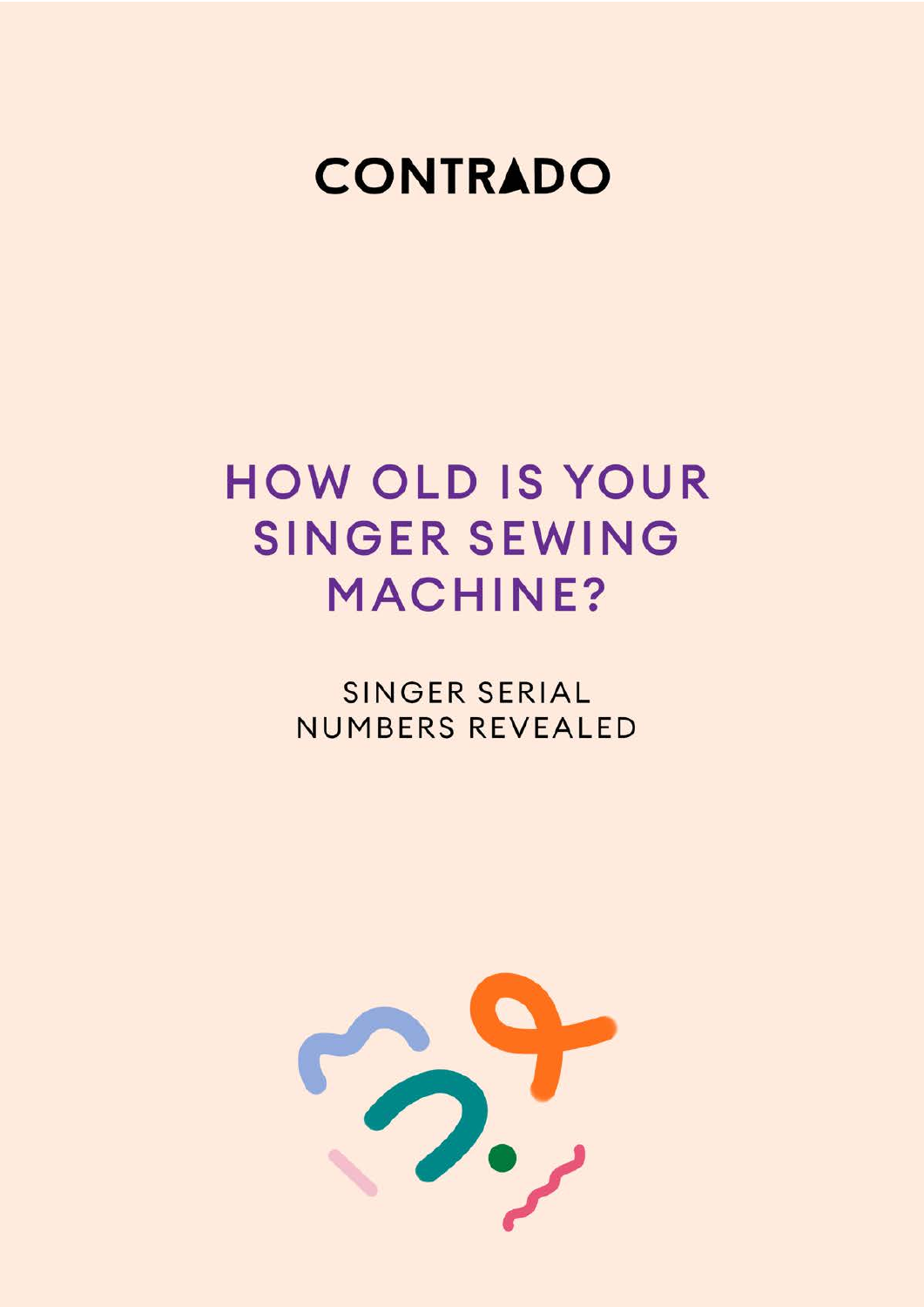CONTRADO

# HOW OLD IS YOUR SINGER SEWING MACHINE?

## SINGER SERIAL NUMBERS REVEALED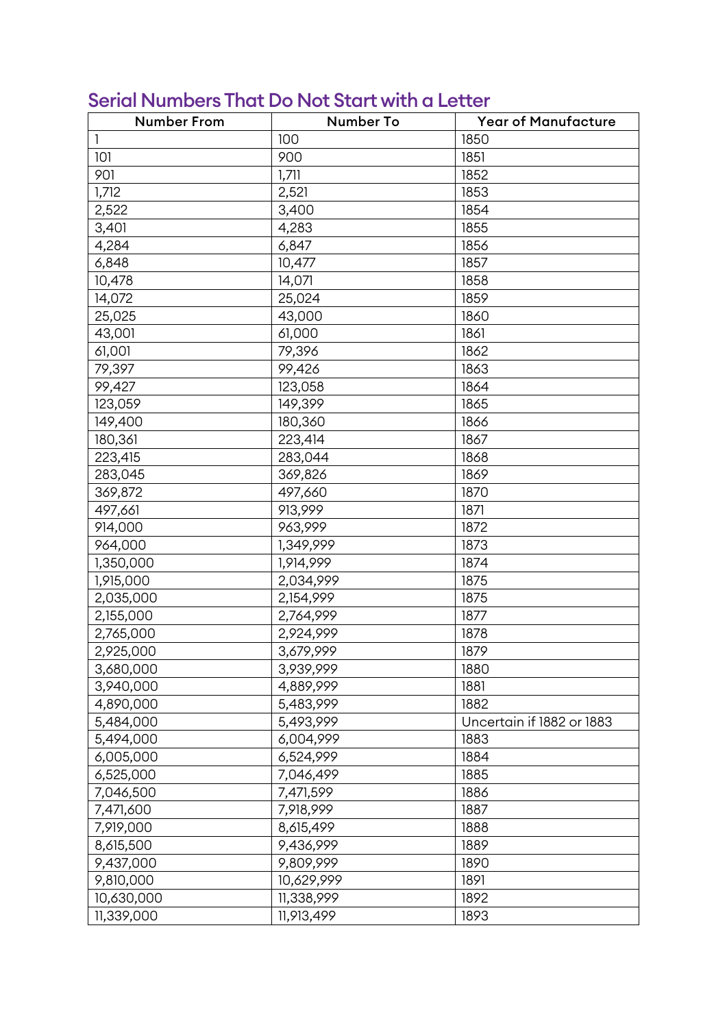## Serial Numbers That Do Not Start with a Letter

| Number From | Number To | Year of Manufacture |
|---|---|---|
| 1 | 100 | 1850 |
| 101 | 900 | 1851 |
| 901 | 1,711 | 1852 |
| 1,712 | 2,521 | 1853 |
| 2,522 | 3,400 | 1854 |
| 3,401 | 4,283 | 1855 |
| 4,284 | 6,847 | 1856 |
| 6,848 | 10,477 | 1857 |
| 10,478 | 14,071 | 1858 |
| 14,072 | 25,024 | 1859 |
| 25,025 | 43,000 | 1860 |
| 43,001 | 61,000 | 1861 |
| 61,001 | 79,396 | 1862 |
| 79,397 | 99,426 | 1863 |
| 99,427 | 123,058 | 1864 |
| 123,059 | 149,399 | 1865 |
| 149,400 | 180,360 | 1866 |
| 180,361 | 223,414 | 1867 |
| 223,415 | 283,044 | 1868 |
| 283,045 | 369,826 | 1869 |
| 369,872 | 497,660 | 1870 |
| 497,661 | 913,999 | 1871 |
| 914,000 | 963,999 | 1872 |
| 964,000 | 1,349,999 | 1873 |
| 1,350,000 | 1,914,999 | 1874 |
| 1,915,000 | 2,034,999 | 1875 |
| 2,035,000 | 2,154,999 | 1875 |
| 2,155,000 | 2,764,999 | 1877 |
| 2,765,000 | 2,924,999 | 1878 |
| 2,925,000 | 3,679,999 | 1879 |
| 3,680,000 | 3,939,999 | 1880 |
| 3,940,000 | 4,889,999 | 1881 |
| 4,890,000 | 5,483,999 | 1882 |
| 5,484,000 | 5,493,999 | Uncertain if 1882 or 1883 |
| 5,494,000 | 6,004,999 | 1883 |
| 6,005,000 | 6,524,999 | 1884 |
| 6,525,000 | 7,046,499 | 1885 |
| 7,046,500 | 7,471,599 | 1886 |
| 7,471,600 | 7,918,999 | 1887 |
| 7,919,000 | 8,615,499 | 1888 |
| 8,615,500 | 9,436,999 | 1889 |
| 9,437,000 | 9,809,999 | 1890 |
| 9,810,000 | 10,629,999 | 1891 |
| 10,630,000 | 11,338,999 | 1892 |
| 11,339,000 | 11,913,499 | 1893 |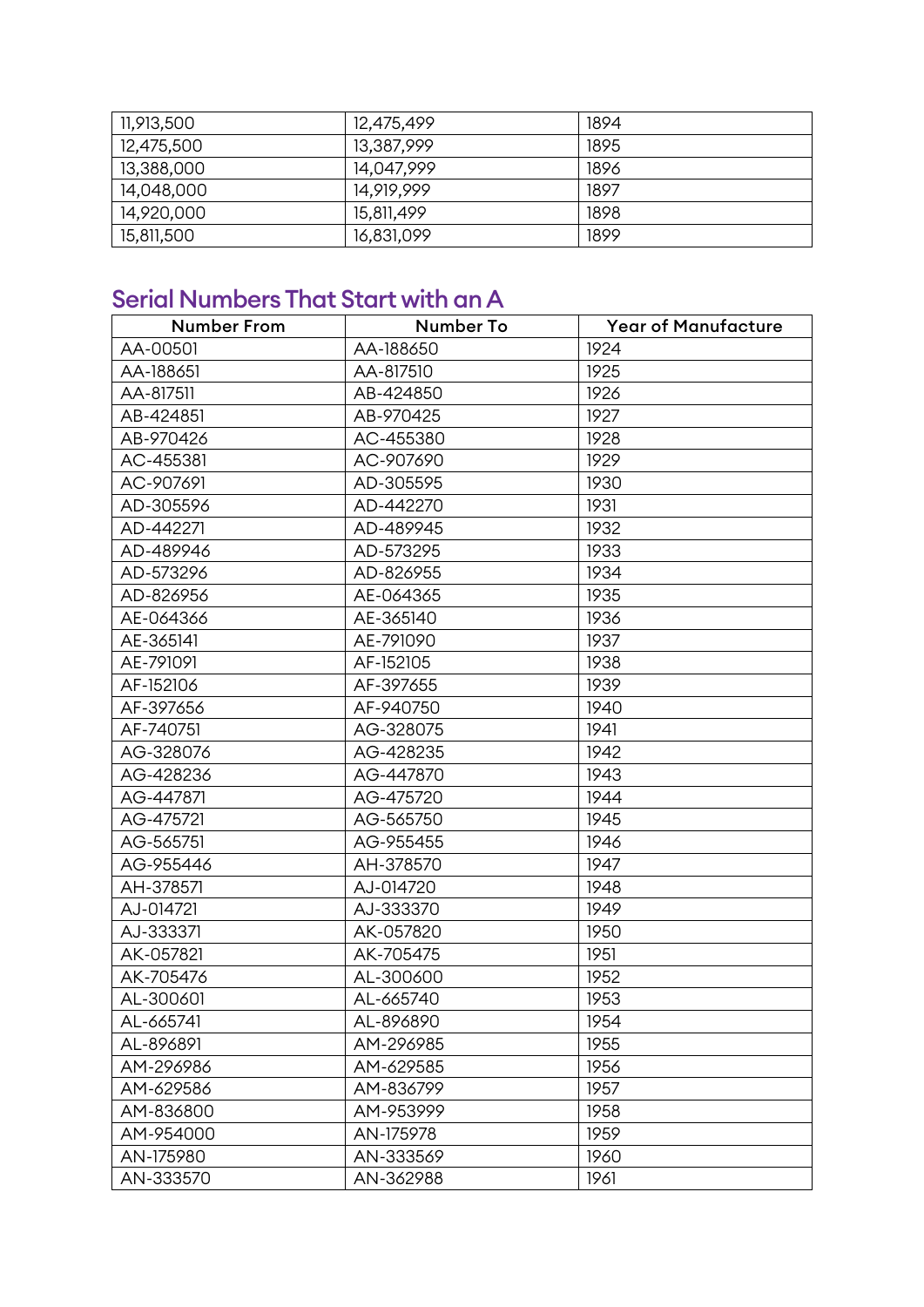| | | |
|---|---|---|
| 11,913,500 | 12,475,499 | 1894 |
| 12,475,500 | 13,387,999 | 1895 |
| 13,388,000 | 14,047,999 | 1896 |
| 14,048,000 | 14,919,999 | 1897 |
| 14,920,000 | 15,811,499 | 1898 |
| 15,811,500 | 16,831,099 | 1899 |

## Serial Numbers That Start with an A

| Number From | Number To | Year of Manufacture |
|---|---|---|
| AA-00501 | AA-188650 | 1924 |
| AA-188651 | AA-817510 | 1925 |
| AA-817511 | AB-424850 | 1926 |
| AB-424851 | AB-970425 | 1927 |
| AB-970426 | AC-455380 | 1928 |
| AC-455381 | AC-907690 | 1929 |
| AC-907691 | AD-305595 | 1930 |
| AD-305596 | AD-442270 | 1931 |
| AD-442271 | AD-489945 | 1932 |
| AD-489946 | AD-573295 | 1933 |
| AD-573296 | AD-826955 | 1934 |
| AD-826956 | AE-064365 | 1935 |
| AE-064366 | AE-365140 | 1936 |
| AE-365141 | AE-791090 | 1937 |
| AE-791091 | AF-152105 | 1938 |
| AF-152106 | AF-397655 | 1939 |
| AF-397656 | AF-940750 | 1940 |
| AF-740751 | AG-328075 | 1941 |
| AG-328076 | AG-428235 | 1942 |
| AG-428236 | AG-447870 | 1943 |
| AG-447871 | AG-475720 | 1944 |
| AG-475721 | AG-565750 | 1945 |
| AG-565751 | AG-955455 | 1946 |
| AG-955446 | AH-378570 | 1947 |
| AH-378571 | AJ-014720 | 1948 |
| AJ-014721 | AJ-333370 | 1949 |
| AJ-333371 | AK-057820 | 1950 |
| AK-057821 | AK-705475 | 1951 |
| AK-705476 | AL-300600 | 1952 |
| AL-300601 | AL-665740 | 1953 |
| AL-665741 | AL-896890 | 1954 |
| AL-896891 | AM-296985 | 1955 |
| AM-296986 | AM-629585 | 1956 |
| AM-629586 | AM-836799 | 1957 |
| AM-836800 | AM-953999 | 1958 |
| AM-954000 | AN-175978 | 1959 |
| AN-175980 | AN-333569 | 1960 |
| AN-333570 | AN-362988 | 1961 |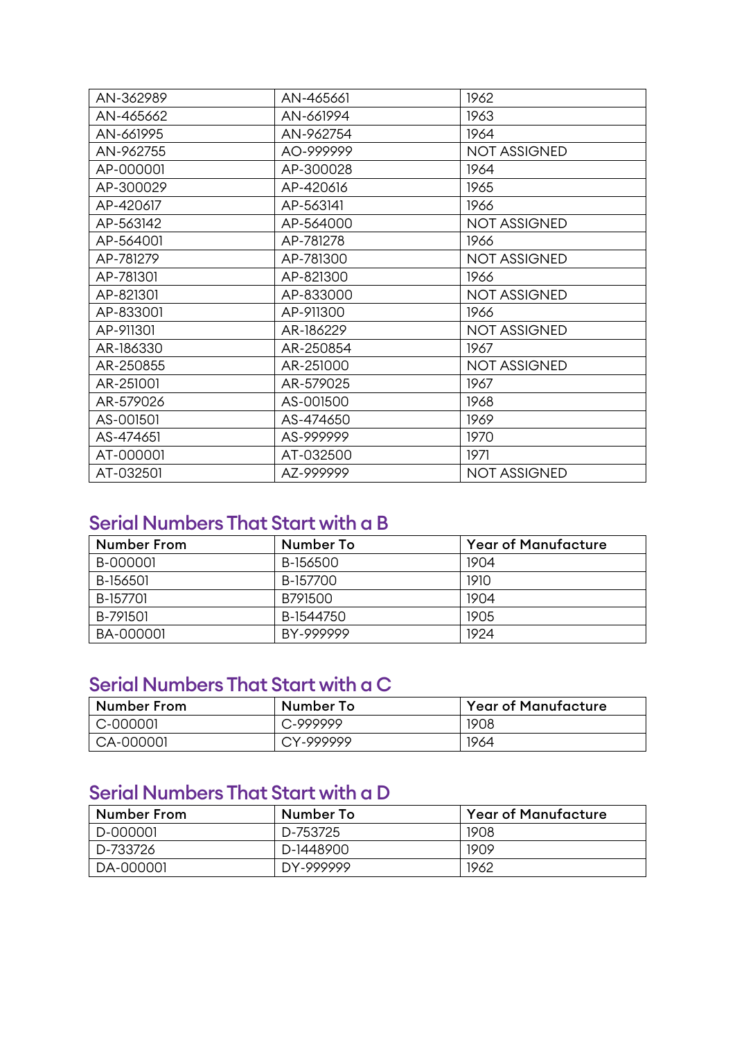| | | |
|---|---|---|
| AN-362989 | AN-465661 | 1962 |
| AN-465662 | AN-661994 | 1963 |
| AN-661995 | AN-962754 | 1964 |
| AN-962755 | AO-999999 | NOT ASSIGNED |
| AP-000001 | AP-300028 | 1964 |
| AP-300029 | AP-420616 | 1965 |
| AP-420617 | AP-563141 | 1966 |
| AP-563142 | AP-564000 | NOT ASSIGNED |
| AP-564001 | AP-781278 | 1966 |
| AP-781279 | AP-781300 | NOT ASSIGNED |
| AP-781301 | AP-821300 | 1966 |
| AP-821301 | AP-833000 | NOT ASSIGNED |
| AP-833001 | AP-911300 | 1966 |
| AP-911301 | AR-186229 | NOT ASSIGNED |
| AR-186330 | AR-250854 | 1967 |
| AR-250855 | AR-251000 | NOT ASSIGNED |
| AR-251001 | AR-579025 | 1967 |
| AR-579026 | AS-001500 | 1968 |
| AS-001501 | AS-474650 | 1969 |
| AS-474651 | AS-999999 | 1970 |
| AT-000001 | AT-032500 | 1971 |
| AT-032501 | AZ-999999 | NOT ASSIGNED |

## Serial Numbers That Start with a B

| Number From | Number To | Year of Manufacture |
|---|---|---|
| B-000001 | B-156500 | 1904 |
| B-156501 | B-157700 | 1910 |
| B-157701 | B791500 | 1904 |
| B-791501 | B-1544750 | 1905 |
| BA-000001 | BY-999999 | 1924 |

## Serial Numbers That Start with a C

| Number From | Number To | Year of Manufacture |
|---|---|---|
| C-000001 | C-999999 | 1908 |
| CA-000001 | CY-999999 | 1964 |

## Serial Numbers That Start with a D

| Number From | Number To | Year of Manufacture |
|---|---|---|
| D-000001 | D-753725 | 1908 |
| D-733726 | D-1448900 | 1909 |
| DA-000001 | DY-999999 | 1962 |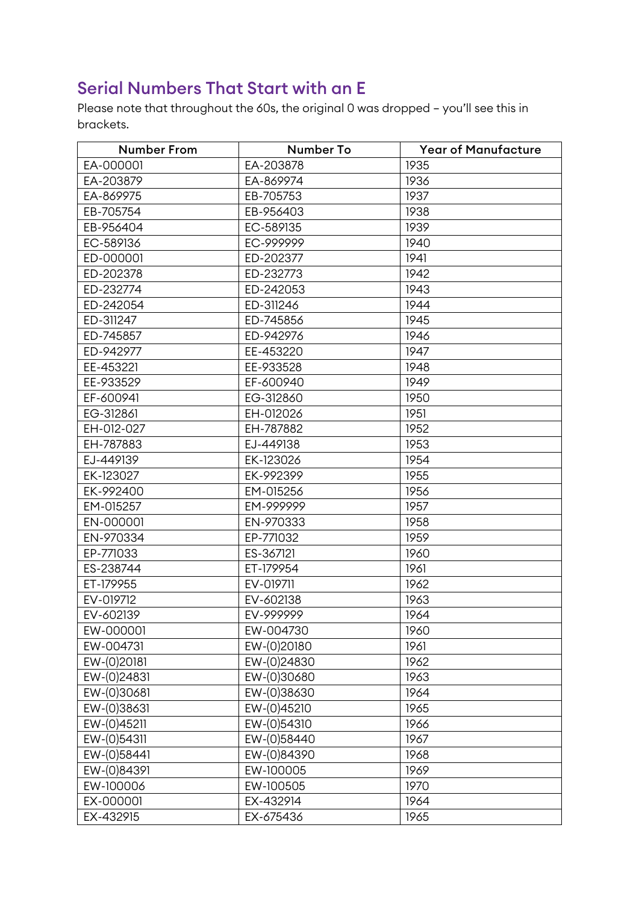## Serial Numbers That Start with an E

Please note that throughout the 60s, the original 0 was dropped – you'll see this in brackets.

| Number From | Number To | Year of Manufacture |
|---|---|---|
| EA-000001 | EA-203878 | 1935 |
| EA-203879 | EA-869974 | 1936 |
| EA-869975 | EB-705753 | 1937 |
| EB-705754 | EB-956403 | 1938 |
| EB-956404 | EC-589135 | 1939 |
| EC-589136 | EC-999999 | 1940 |
| ED-000001 | ED-202377 | 1941 |
| ED-202378 | ED-232773 | 1942 |
| ED-232774 | ED-242053 | 1943 |
| ED-242054 | ED-311246 | 1944 |
| ED-311247 | ED-745856 | 1945 |
| ED-745857 | ED-942976 | 1946 |
| ED-942977 | EE-453220 | 1947 |
| EE-453221 | EE-933528 | 1948 |
| EE-933529 | EF-600940 | 1949 |
| EF-600941 | EG-312860 | 1950 |
| EG-312861 | EH-012026 | 1951 |
| EH-012-027 | EH-787882 | 1952 |
| EH-787883 | EJ-449138 | 1953 |
| EJ-449139 | EK-123026 | 1954 |
| EK-123027 | EK-992399 | 1955 |
| EK-992400 | EM-015256 | 1956 |
| EM-015257 | EM-999999 | 1957 |
| EN-000001 | EN-970333 | 1958 |
| EN-970334 | EP-771032 | 1959 |
| EP-771033 | ES-367121 | 1960 |
| ES-238744 | ET-179954 | 1961 |
| ET-179955 | EV-019711 | 1962 |
| EV-019712 | EV-602138 | 1963 |
| EV-602139 | EV-999999 | 1964 |
| EW-000001 | EW-004730 | 1960 |
| EW-004731 | EW-(0)20180 | 1961 |
| EW-(0)20181 | EW-(0)24830 | 1962 |
| EW-(0)24831 | EW-(0)30680 | 1963 |
| EW-(0)30681 | EW-(0)38630 | 1964 |
| EW-(0)38631 | EW-(0)45210 | 1965 |
| EW-(0)45211 | EW-(0)54310 | 1966 |
| EW-(0)54311 | EW-(0)58440 | 1967 |
| EW-(0)58441 | EW-(0)84390 | 1968 |
| EW-(0)84391 | EW-100005 | 1969 |
| EW-100006 | EW-100505 | 1970 |
| EX-000001 | EX-432914 | 1964 |
| EX-432915 | EX-675436 | 1965 |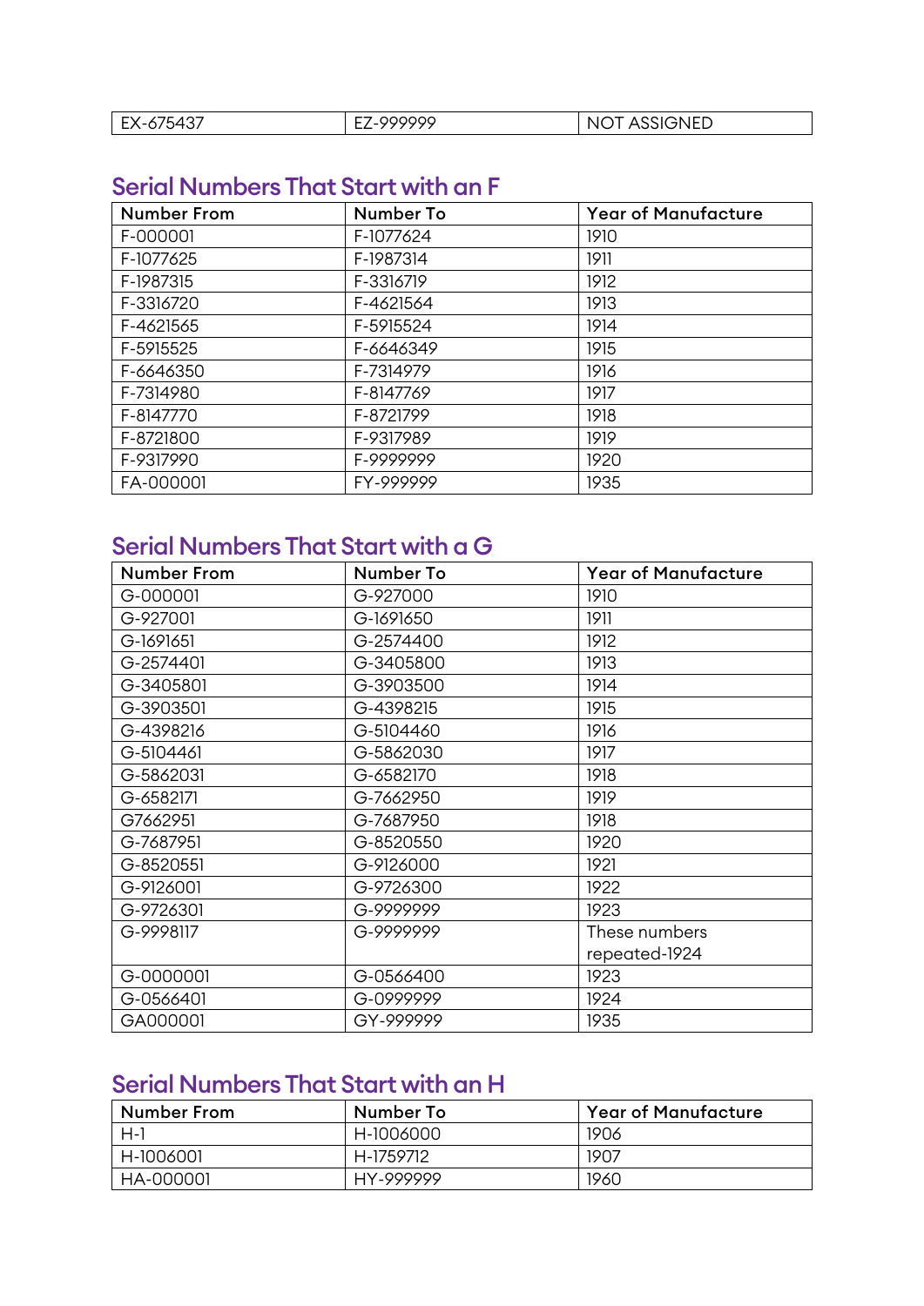| EX-675437 | EZ-999999 | NOT ASSIGNED |
|---|---|---|

## Serial Numbers That Start with an F

| Number From | Number To | Year of Manufacture |
|---|---|---|
| F-000001 | F-1077624 | 1910 |
| F-1077625 | F-1987314 | 1911 |
| F-1987315 | F-3316719 | 1912 |
| F-3316720 | F-4621564 | 1913 |
| F-4621565 | F-5915524 | 1914 |
| F-5915525 | F-6646349 | 1915 |
| F-6646350 | F-7314979 | 1916 |
| F-7314980 | F-8147769 | 1917 |
| F-8147770 | F-8721799 | 1918 |
| F-8721800 | F-9317989 | 1919 |
| F-9317990 | F-9999999 | 1920 |
| FA-000001 | FY-999999 | 1935 |

## Serial Numbers That Start with a G

| Number From | Number To | Year of Manufacture |
|---|---|---|
| G-000001 | G-927000 | 1910 |
| G-927001 | G-1691650 | 1911 |
| G-1691651 | G-2574400 | 1912 |
| G-2574401 | G-3405800 | 1913 |
| G-3405801 | G-3903500 | 1914 |
| G-3903501 | G-4398215 | 1915 |
| G-4398216 | G-5104460 | 1916 |
| G-5104461 | G-5862030 | 1917 |
| G-5862031 | G-6582170 | 1918 |
| G-6582171 | G-7662950 | 1919 |
| G7662951 | G-7687950 | 1918 |
| G-7687951 | G-8520550 | 1920 |
| G-8520551 | G-9126000 | 1921 |
| G-9126001 | G-9726300 | 1922 |
| G-9726301 | G-9999999 | 1923 |
| G-9998117 | G-9999999 | These numbers repeated-1924 |
| G-0000001 | G-0566400 | 1923 |
| G-0566401 | G-0999999 | 1924 |
| GA000001 | GY-999999 | 1935 |

## Serial Numbers That Start with an H

| Number From | Number To | Year of Manufacture |
|---|---|---|
| H-1 | H-1006000 | 1906 |
| H-1006001 | H-1759712 | 1907 |
| HA-000001 | HY-999999 | 1960 |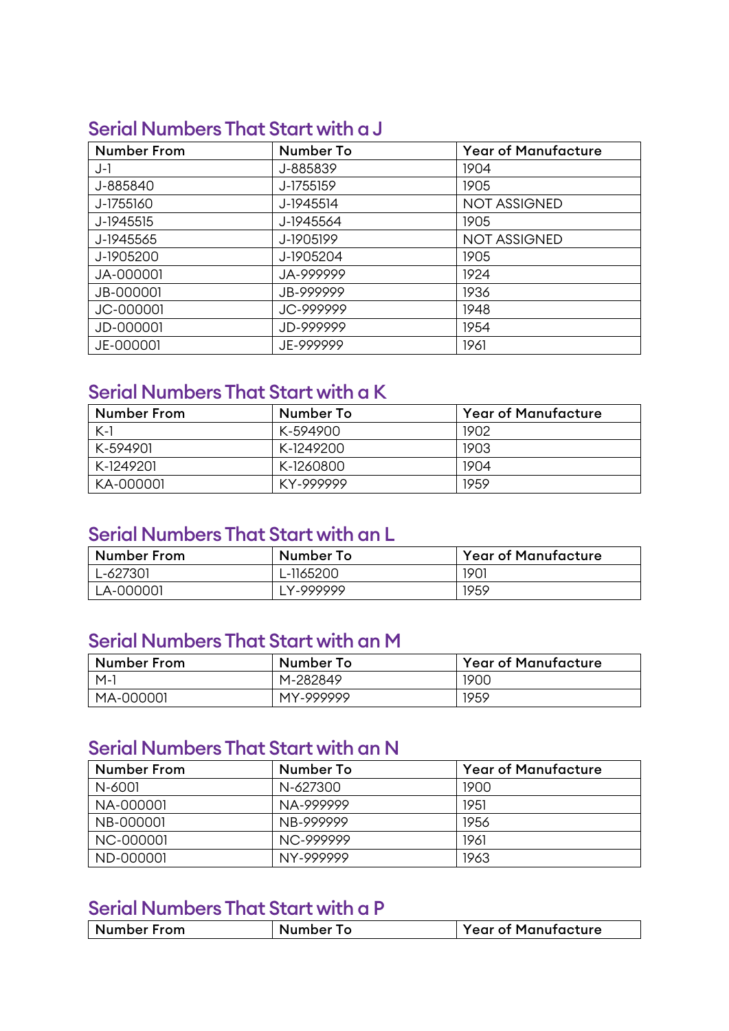## Serial Numbers That Start with a J

| Number From | Number To | Year of Manufacture |
|---|---|---|
| J-1 | J-885839 | 1904 |
| J-885840 | J-1755159 | 1905 |
| J-1755160 | J-1945514 | NOT ASSIGNED |
| J-1945515 | J-1945564 | 1905 |
| J-1945565 | J-1905199 | NOT ASSIGNED |
| J-1905200 | J-1905204 | 1905 |
| JA-000001 | JA-999999 | 1924 |
| JB-000001 | JB-999999 | 1936 |
| JC-000001 | JC-999999 | 1948 |
| JD-000001 | JD-999999 | 1954 |
| JE-000001 | JE-999999 | 1961 |

## Serial Numbers That Start with a K

| Number From | Number To | Year of Manufacture |
|---|---|---|
| K-1 | K-594900 | 1902 |
| K-594901 | K-1249200 | 1903 |
| K-1249201 | K-1260800 | 1904 |
| KA-000001 | KY-999999 | 1959 |

## Serial Numbers That Start with an L

| Number From | Number To | Year of Manufacture |
|---|---|---|
| L-627301 | L-1165200 | 1901 |
| LA-000001 | LY-999999 | 1959 |

## Serial Numbers That Start with an M

| Number From | Number To | Year of Manufacture |
|---|---|---|
| M-1 | M-282849 | 1900 |
| MA-000001 | MY-999999 | 1959 |

## Serial Numbers That Start with an N

| Number From | Number To | Year of Manufacture |
|---|---|---|
| N-6001 | N-627300 | 1900 |
| NA-000001 | NA-999999 | 1951 |
| NB-000001 | NB-999999 | 1956 |
| NC-000001 | NC-999999 | 1961 |
| ND-000001 | NY-999999 | 1963 |

## Serial Numbers That Start with a P

| Number From | Number To | Year of Manufacture |
|---|---|---|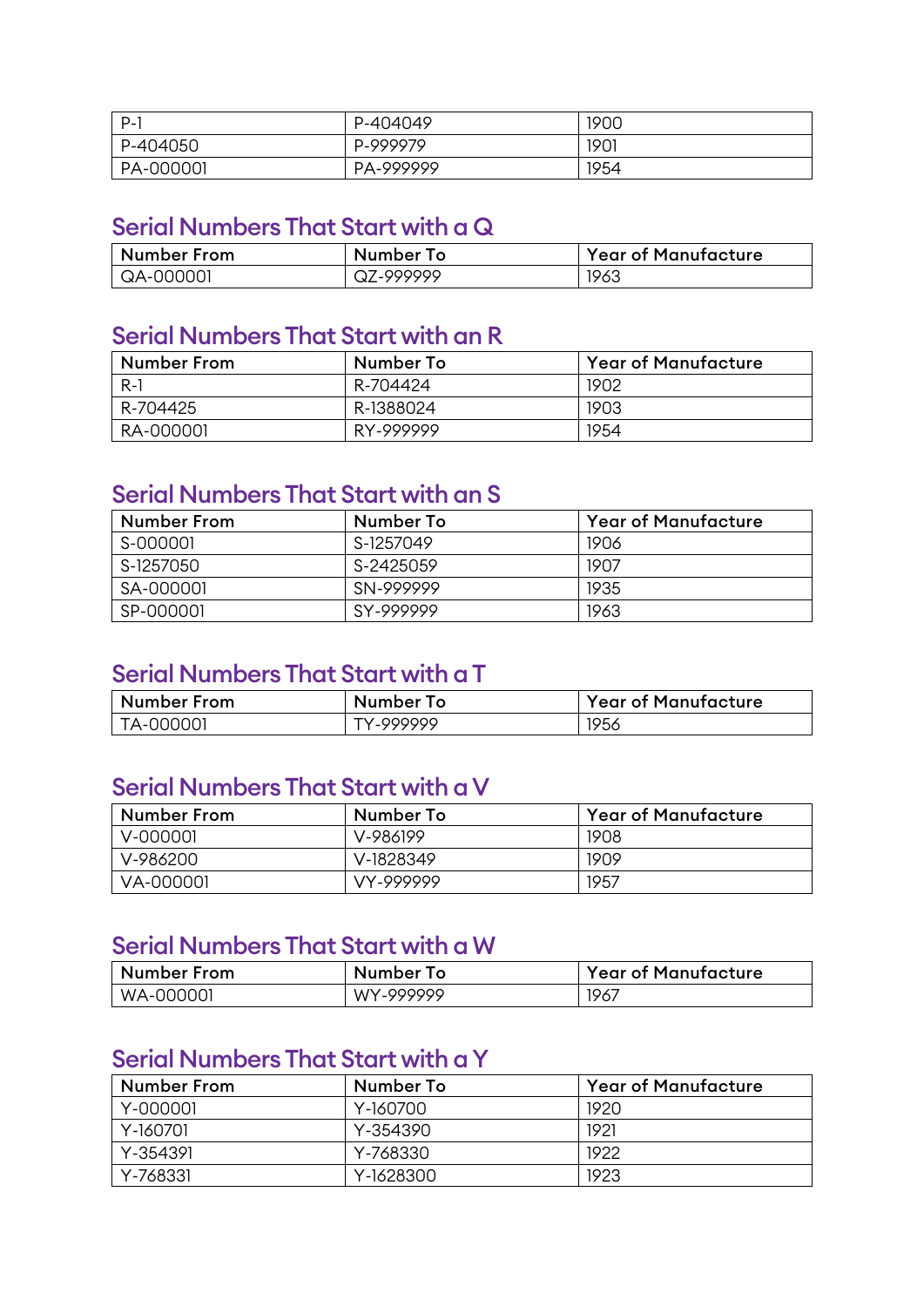| P-1 | P-404049 | 1900 |
|---|---|---|
| P-404050 | P-999979 | 1901 |
| PA-000001 | PA-999999 | 1954 |

## Serial Numbers That Start with a Q

| Number From | Number To | Year of Manufacture |
|---|---|---|
| QA-000001 | QZ-999999 | 1963 |

## Serial Numbers That Start with an R

| Number From | Number To | Year of Manufacture |
|---|---|---|
| R-1 | R-704424 | 1902 |
| R-704425 | R-1388024 | 1903 |
| RA-000001 | RY-999999 | 1954 |

## Serial Numbers That Start with an S

| Number From | Number To | Year of Manufacture |
|---|---|---|
| S-000001 | S-1257049 | 1906 |
| S-1257050 | S-2425059 | 1907 |
| SA-000001 | SN-999999 | 1935 |
| SP-000001 | SY-999999 | 1963 |

## Serial Numbers That Start with a T

| Number From | Number To | Year of Manufacture |
|---|---|---|
| TA-000001 | TY-999999 | 1956 |

## Serial Numbers That Start with a V

| Number From | Number To | Year of Manufacture |
|---|---|---|
| V-000001 | V-986199 | 1908 |
| V-986200 | V-1828349 | 1909 |
| VA-000001 | VY-999999 | 1957 |

## Serial Numbers That Start with a W

| Number From | Number To | Year of Manufacture |
|---|---|---|
| WA-000001 | WY-999999 | 1967 |

## Serial Numbers That Start with a Y

| Number From | Number To | Year of Manufacture |
|---|---|---|
| Y-000001 | Y-160700 | 1920 |
| Y-160701 | Y-354390 | 1921 |
| Y-354391 | Y-768330 | 1922 |
| Y-768331 | Y-1628300 | 1923 |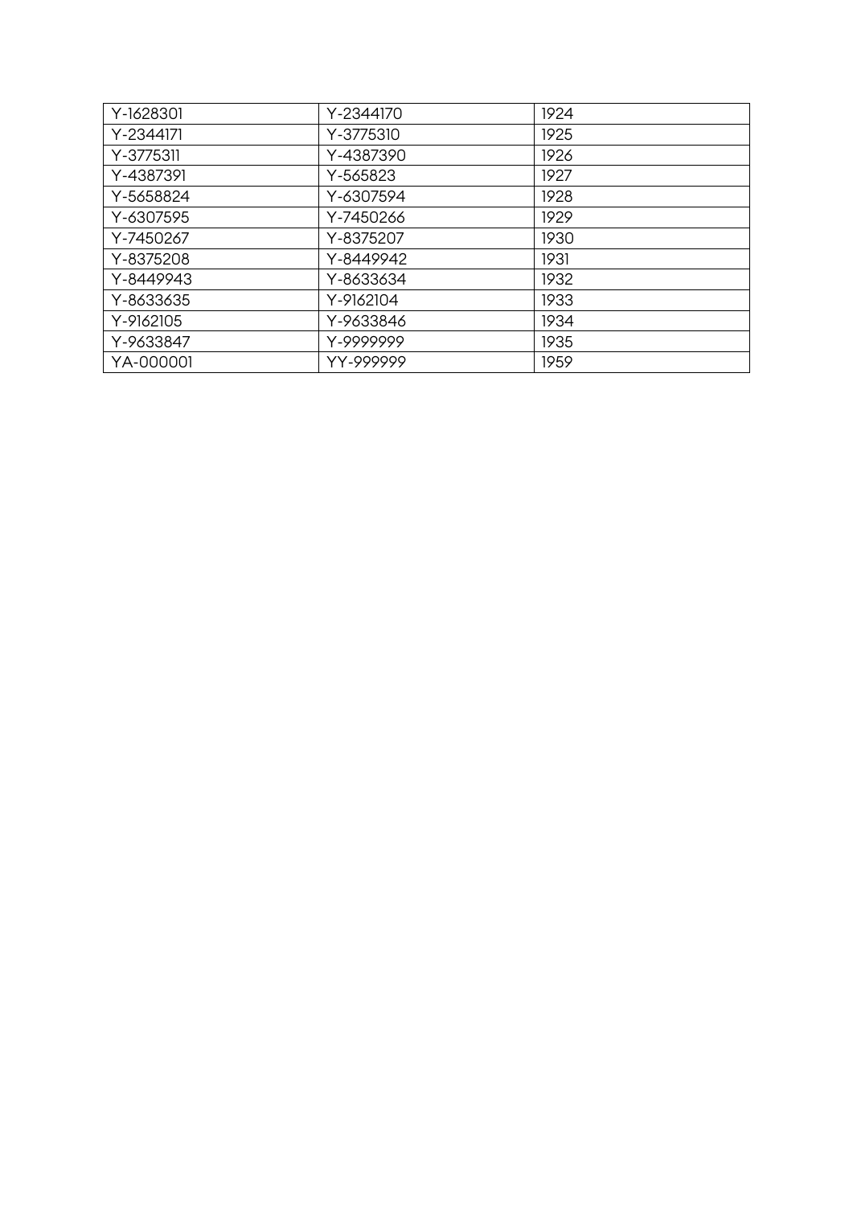| Y-1628301 | Y-2344170 | 1924 |
|---|---|---|
| Y-2344171 | Y-3775310 | 1925 |
| Y-3775311 | Y-4387390 | 1926 |
| Y-4387391 | Y-565823 | 1927 |
| Y-5658824 | Y-6307594 | 1928 |
| Y-6307595 | Y-7450266 | 1929 |
| Y-7450267 | Y-8375207 | 1930 |
| Y-8375208 | Y-8449942 | 1931 |
| Y-8449943 | Y-8633634 | 1932 |
| Y-8633635 | Y-9162104 | 1933 |
| Y-9162105 | Y-9633846 | 1934 |
| Y-9633847 | Y-9999999 | 1935 |
| YA-000001 | YY-999999 | 1959 |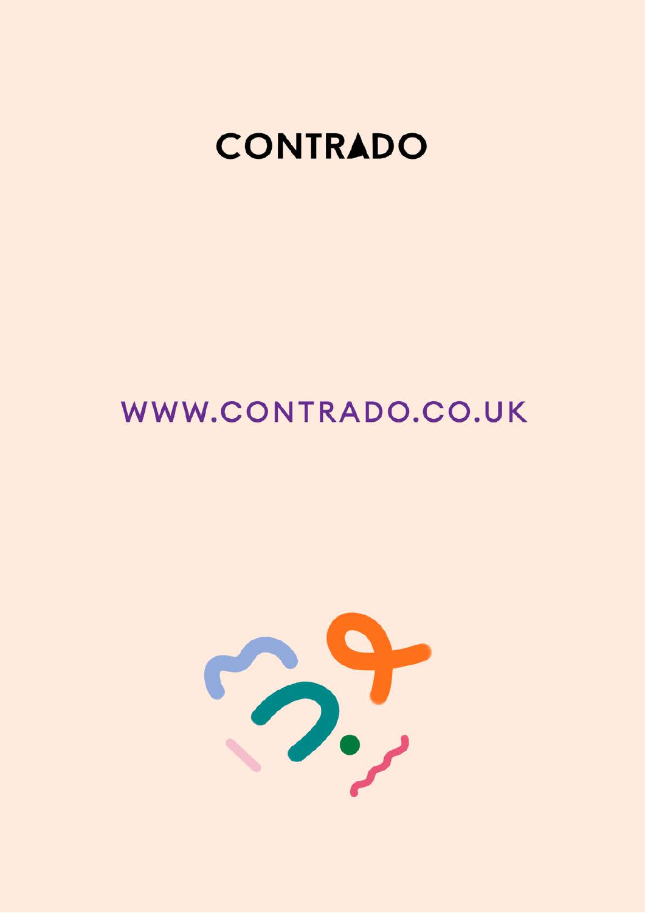CONTRADO

WWW.CONTRADO.CO.UK